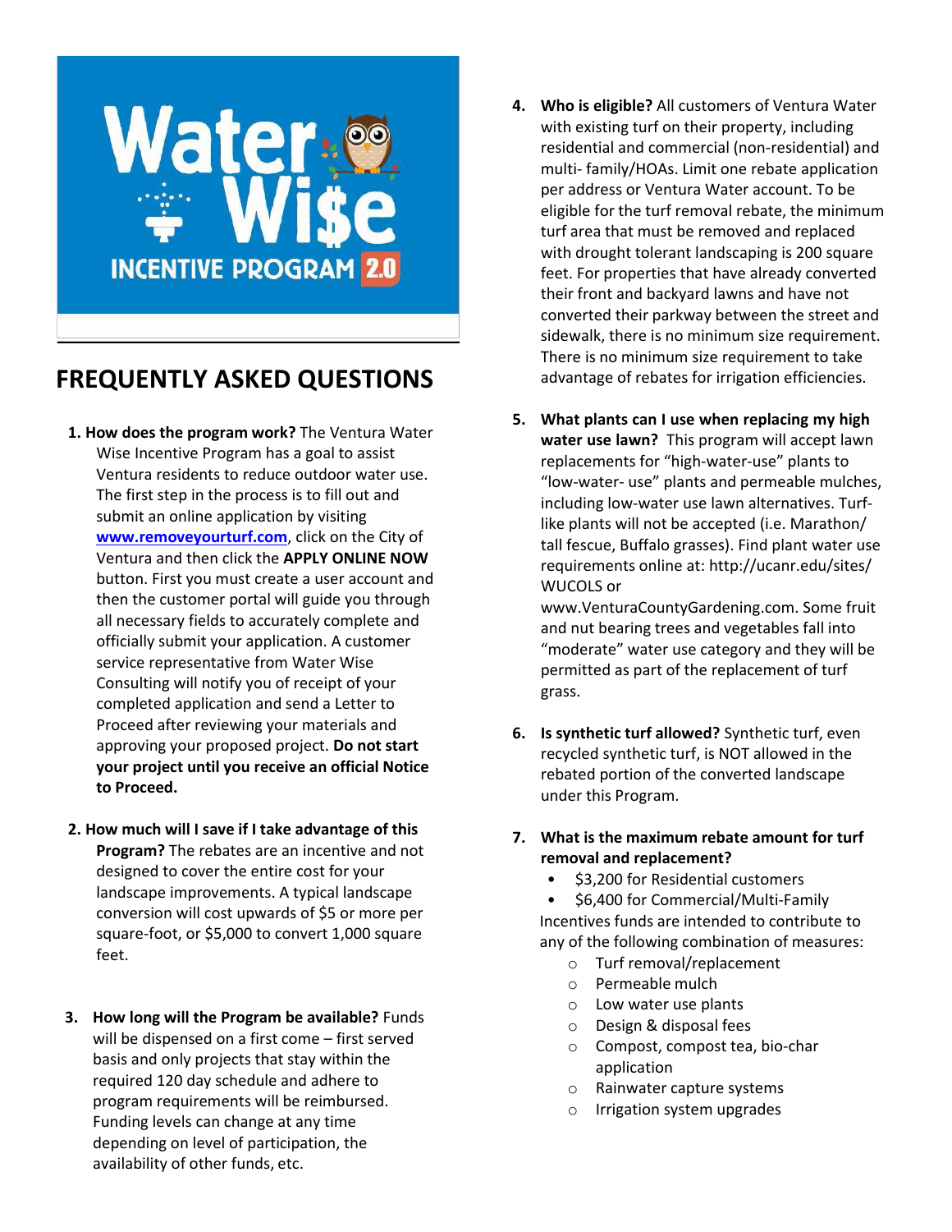# Water Wi$e

## INCENTIVE PROGRAM 2.0

## FREQUENTLY ASKED QUESTIONS

1. **How does the program work?** The Ventura Water Wise Incentive Program has a goal to assist Ventura residents to reduce outdoor water use. The first step in the process is to fill out and submit an online application by visiting **[www.removeyourturf.com](http://www.removeyourturf.com)**, click on the City of Ventura and then click the **APPLY ONLINE NOW** button. First you must create a user account and then the customer portal will guide you through all necessary fields to accurately complete and officially submit your application. A customer service representative from Water Wise Consulting will notify you of receipt of your completed application and send a Letter to Proceed after reviewing your materials and approving your proposed project. **Do not start your project until you receive an official Notice to Proceed.**

2. **How much will I save if I take advantage of this Program?** The rebates are an incentive and not designed to cover the entire cost for your landscape improvements. A typical landscape conversion will cost upwards of $5 or more per square-foot, or $5,000 to convert 1,000 square feet.

3. **How long will the Program be available?** Funds will be dispensed on a first come – first served basis and only projects that stay within the required 120 day schedule and adhere to program requirements will be reimbursed. Funding levels can change at any time depending on level of participation, the availability of other funds, etc.

4. **Who is eligible?** All customers of Ventura Water with existing turf on their property, including residential and commercial (non-residential) and multi- family/HOAs. Limit one rebate application per address or Ventura Water account. To be eligible for the turf removal rebate, the minimum turf area that must be removed and replaced with drought tolerant landscaping is 200 square feet. For properties that have already converted their front and backyard lawns and have not converted their parkway between the street and sidewalk, there is no minimum size requirement. There is no minimum size requirement to take advantage of rebates for irrigation efficiencies.

5. **What plants can I use when replacing my high water use lawn?** This program will accept lawn replacements for "high-water-use" plants to "low-water- use" plants and permeable mulches, including low-water use lawn alternatives. Turf-like plants will not be accepted (i.e. Marathon/ tall fescue, Buffalo grasses). Find plant water use requirements online at: http://ucanr.edu/sites/WUCOLS or www.VenturaCountyGardening.com. Some fruit and nut bearing trees and vegetables fall into "moderate" water use category and they will be permitted as part of the replacement of turf grass.

6. **Is synthetic turf allowed?** Synthetic turf, even recycled synthetic turf, is NOT allowed in the rebated portion of the converted landscape under this Program.

7. **What is the maximum rebate amount for turf removal and replacement?**
   - $3,200 for Residential customers
   - $6,400 for Commercial/Multi-Family

   Incentives funds are intended to contribute to any of the following combination of measures:
   - Turf removal/replacement
   - Permeable mulch
   - Low water use plants
   - Design & disposal fees
   - Compost, compost tea, bio-char application
   - Rainwater capture systems
   - Irrigation system upgrades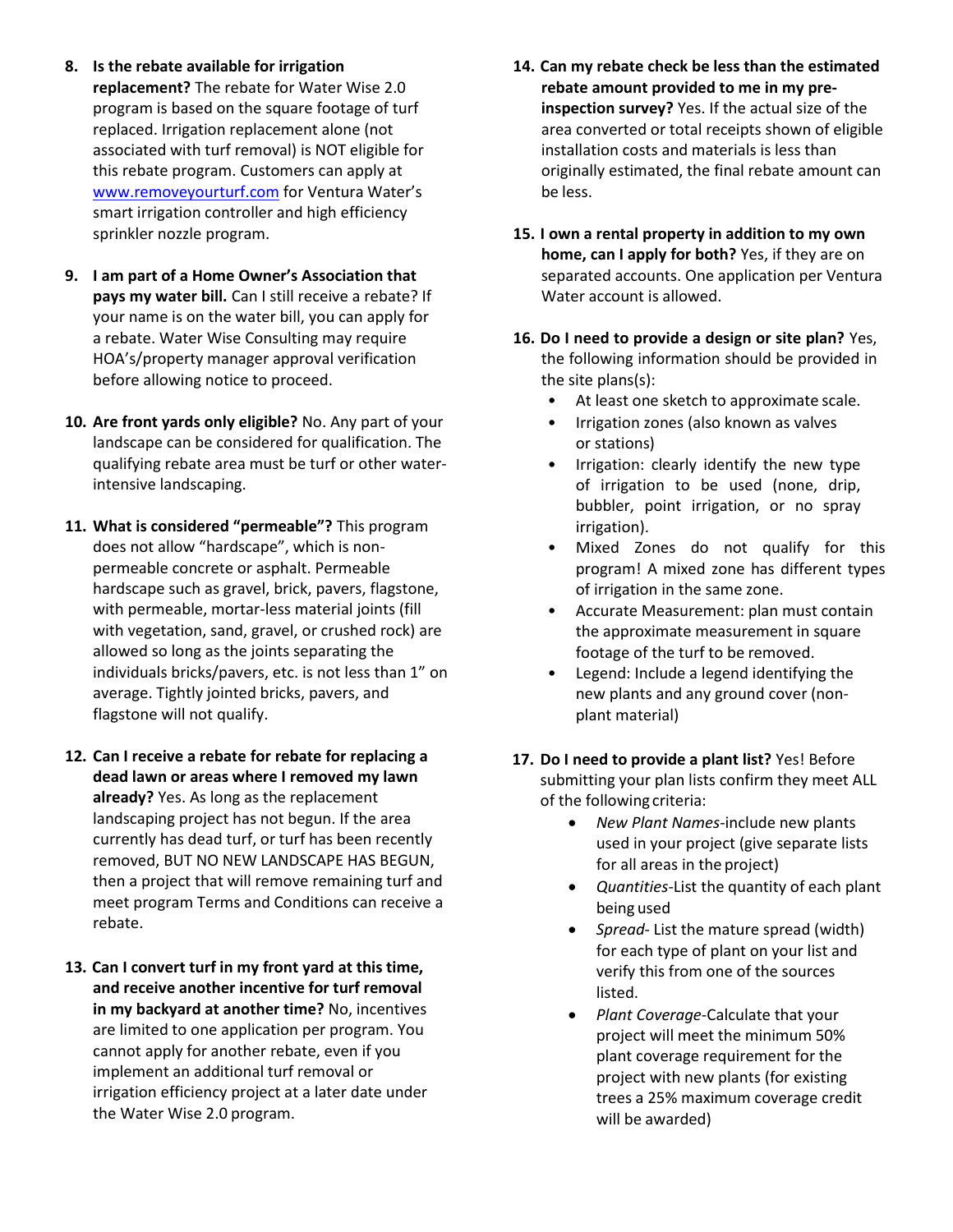8. **Is the rebate available for irrigation replacement?** The rebate for Water Wise 2.0 program is based on the square footage of turf replaced. Irrigation replacement alone (not associated with turf removal) is NOT eligible for this rebate program. Customers can apply at www.removeyourturf.com for Ventura Water's smart irrigation controller and high efficiency sprinkler nozzle program.

9. **I am part of a Home Owner's Association that pays my water bill.** Can I still receive a rebate? If your name is on the water bill, you can apply for a rebate. Water Wise Consulting may require HOA's/property manager approval verification before allowing notice to proceed.

10. **Are front yards only eligible?** No. Any part of your landscape can be considered for qualification. The qualifying rebate area must be turf or other water-intensive landscaping.

11. **What is considered "permeable"?** This program does not allow "hardscape", which is non-permeable concrete or asphalt. Permeable hardscape such as gravel, brick, pavers, flagstone, with permeable, mortar-less material joints (fill with vegetation, sand, gravel, or crushed rock) are allowed so long as the joints separating the individuals bricks/pavers, etc. is not less than 1" on average. Tightly jointed bricks, pavers, and flagstone will not qualify.

12. **Can I receive a rebate for rebate for replacing a dead lawn or areas where I removed my lawn already?** Yes. As long as the replacement landscaping project has not begun. If the area currently has dead turf, or turf has been recently removed, BUT NO NEW LANDSCAPE HAS BEGUN, then a project that will remove remaining turf and meet program Terms and Conditions can receive a rebate.

13. **Can I convert turf in my front yard at this time, and receive another incentive for turf removal in my backyard at another time?** No, incentives are limited to one application per program. You cannot apply for another rebate, even if you implement an additional turf removal or irrigation efficiency project at a later date under the Water Wise 2.0 program.

14. **Can my rebate check be less than the estimated rebate amount provided to me in my pre-inspection survey?** Yes. If the actual size of the area converted or total receipts shown of eligible installation costs and materials is less than originally estimated, the final rebate amount can be less.

15. **I own a rental property in addition to my own home, can I apply for both?** Yes, if they are on separated accounts. One application per Ventura Water account is allowed.

16. **Do I need to provide a design or site plan?** Yes, the following information should be provided in the site plans(s):
    - At least one sketch to approximate scale.
    - Irrigation zones (also known as valves or stations)
    - Irrigation: clearly identify the new type of irrigation to be used (none, drip, bubbler, point irrigation, or no spray irrigation).
    - Mixed Zones do not qualify for this program! A mixed zone has different types of irrigation in the same zone.
    - Accurate Measurement: plan must contain the approximate measurement in square footage of the turf to be removed.
    - Legend: Include a legend identifying the new plants and any ground cover (non-plant material)

17. **Do I need to provide a plant list?** Yes! Before submitting your plan lists confirm they meet ALL of the following criteria:
    - *New Plant Names*-include new plants used in your project (give separate lists for all areas in the project)
    - *Quantities*-List the quantity of each plant being used
    - *Spread*- List the mature spread (width) for each type of plant on your list and verify this from one of the sources listed.
    - *Plant Coverage*-Calculate that your project will meet the minimum 50% plant coverage requirement for the project with new plants (for existing trees a 25% maximum coverage credit will be awarded)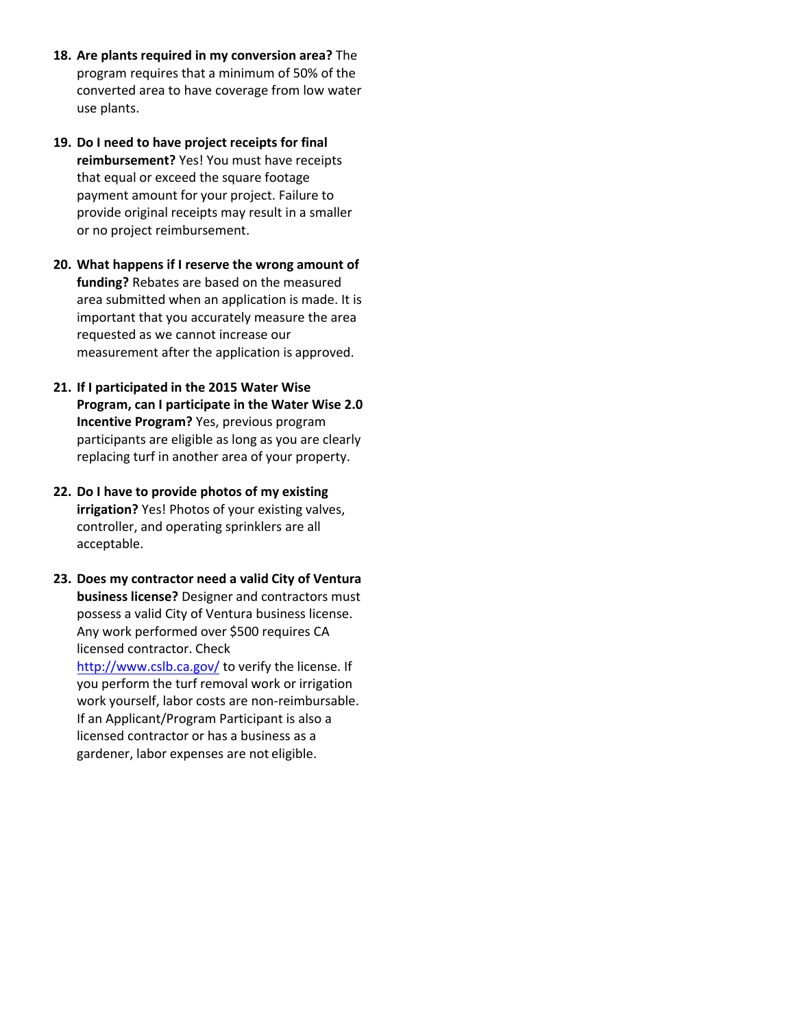18. **Are plants required in my conversion area?** The program requires that a minimum of 50% of the converted area to have coverage from low water use plants.

19. **Do I need to have project receipts for final reimbursement?** Yes! You must have receipts that equal or exceed the square footage payment amount for your project. Failure to provide original receipts may result in a smaller or no project reimbursement.

20. **What happens if I reserve the wrong amount of funding?** Rebates are based on the measured area submitted when an application is made. It is important that you accurately measure the area requested as we cannot increase our measurement after the application is approved.

21. **If I participated in the 2015 Water Wise Program, can I participate in the Water Wise 2.0 Incentive Program?** Yes, previous program participants are eligible as long as you are clearly replacing turf in another area of your property.

22. **Do I have to provide photos of my existing irrigation?** Yes! Photos of your existing valves, controller, and operating sprinklers are all acceptable.

23. **Does my contractor need a valid City of Ventura business license?** Designer and contractors must possess a valid City of Ventura business license. Any work performed over $500 requires CA licensed contractor. Check [http://www.cslb.ca.gov/](http://www.cslb.ca.gov/) to verify the license. If you perform the turf removal work or irrigation work yourself, labor costs are non-reimbursable. If an Applicant/Program Participant is also a licensed contractor or has a business as a gardener, labor expenses are not eligible.